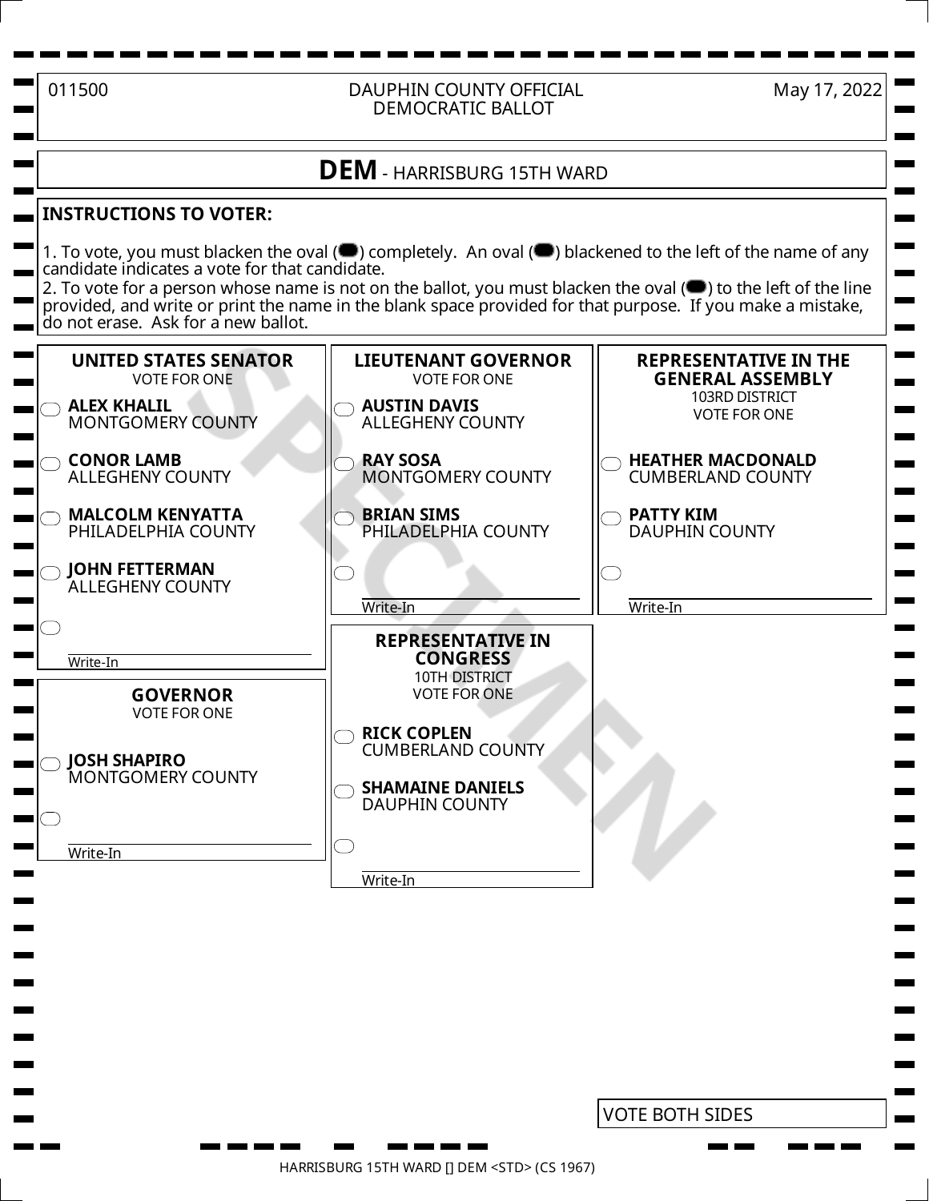011500

DAUPHIN COUNTY OFFICIAL
DEMOCRATIC BALLOT

May 17, 2022

# DEM - HARRISBURG 15TH WARD

**INSTRUCTIONS TO VOTER:**

1. To vote, you must blacken the oval (⬬) completely. An oval (⬬) blackened to the left of the name of any candidate indicates a vote for that candidate.
2. To vote for a person whose name is not on the ballot, you must blacken the oval (⬬) to the left of the line provided, and write or print the name in the blank space provided for that purpose. If you make a mistake, do not erase. Ask for a new ballot.

## UNITED STATES SENATOR
VOTE FOR ONE

- ⬭ **ALEX KHALIL** MONTGOMERY COUNTY
- ⬭ **CONOR LAMB** ALLEGHENY COUNTY
- ⬭ **MALCOLM KENYATTA** PHILADELPHIA COUNTY
- ⬭ **JOHN FETTERMAN** ALLEGHENY COUNTY
- ⬭ ______________ Write-In

## GOVERNOR
VOTE FOR ONE

- ⬭ **JOSH SHAPIRO** MONTGOMERY COUNTY
- ⬭ ______________ Write-In

## LIEUTENANT GOVERNOR
VOTE FOR ONE

- ⬭ **AUSTIN DAVIS** ALLEGHENY COUNTY
- ⬭ **RAY SOSA** MONTGOMERY COUNTY
- ⬭ **BRIAN SIMS** PHILADELPHIA COUNTY
- ⬭ ______________ Write-In

## REPRESENTATIVE IN CONGRESS
10TH DISTRICT
VOTE FOR ONE

- ⬭ **RICK COPLEN** CUMBERLAND COUNTY
- ⬭ **SHAMAINE DANIELS** DAUPHIN COUNTY
- ⬭ ______________ Write-In

## REPRESENTATIVE IN THE GENERAL ASSEMBLY
103RD DISTRICT
VOTE FOR ONE

- ⬭ **HEATHER MACDONALD** CUMBERLAND COUNTY
- ⬭ **PATTY KIM** DAUPHIN COUNTY
- ⬭ ______________ Write-In

VOTE BOTH SIDES

HARRISBURG 15TH WARD [] DEM <STD> (CS 1967)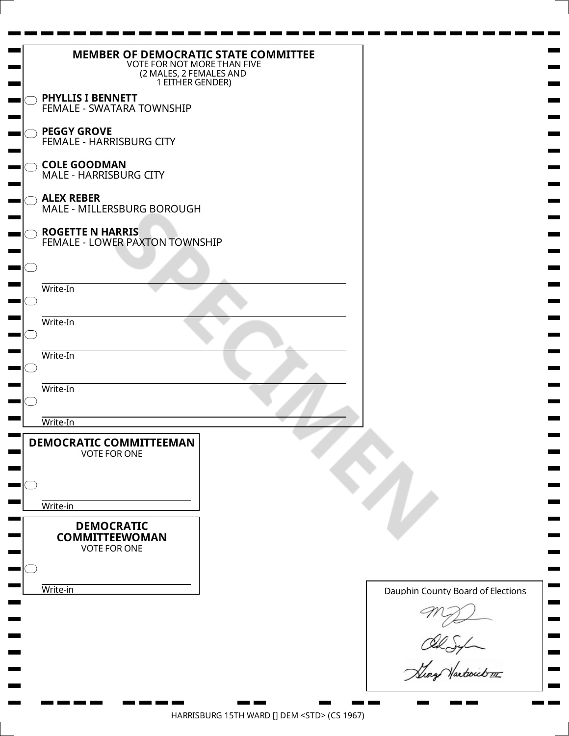## MEMBER OF DEMOCRATIC STATE COMMITTEE

VOTE FOR NOT MORE THAN FIVE
(2 MALES, 2 FEMALES AND
1 EITHER GENDER)

- **PHYLLIS I BENNETT**
  FEMALE - SWATARA TOWNSHIP
- **PEGGY GROVE**
  FEMALE - HARRISBURG CITY
- **COLE GOODMAN**
  MALE - HARRISBURG CITY
- **ALEX REBER**
  MALE - MILLERSBURG BOROUGH
- **ROGETTE N HARRIS**
  FEMALE - LOWER PAXTON TOWNSHIP
- Write-In
- Write-In
- Write-In
- Write-In
- Write-In

SPECIMEN

## DEMOCRATIC COMMITTEEMAN

VOTE FOR ONE

- Write-in

## DEMOCRATIC COMMITTEEWOMAN

VOTE FOR ONE

- Write-in

Dauphin County Board of Elections

HARRISBURG 15TH WARD [] DEM <STD> (CS 1967)